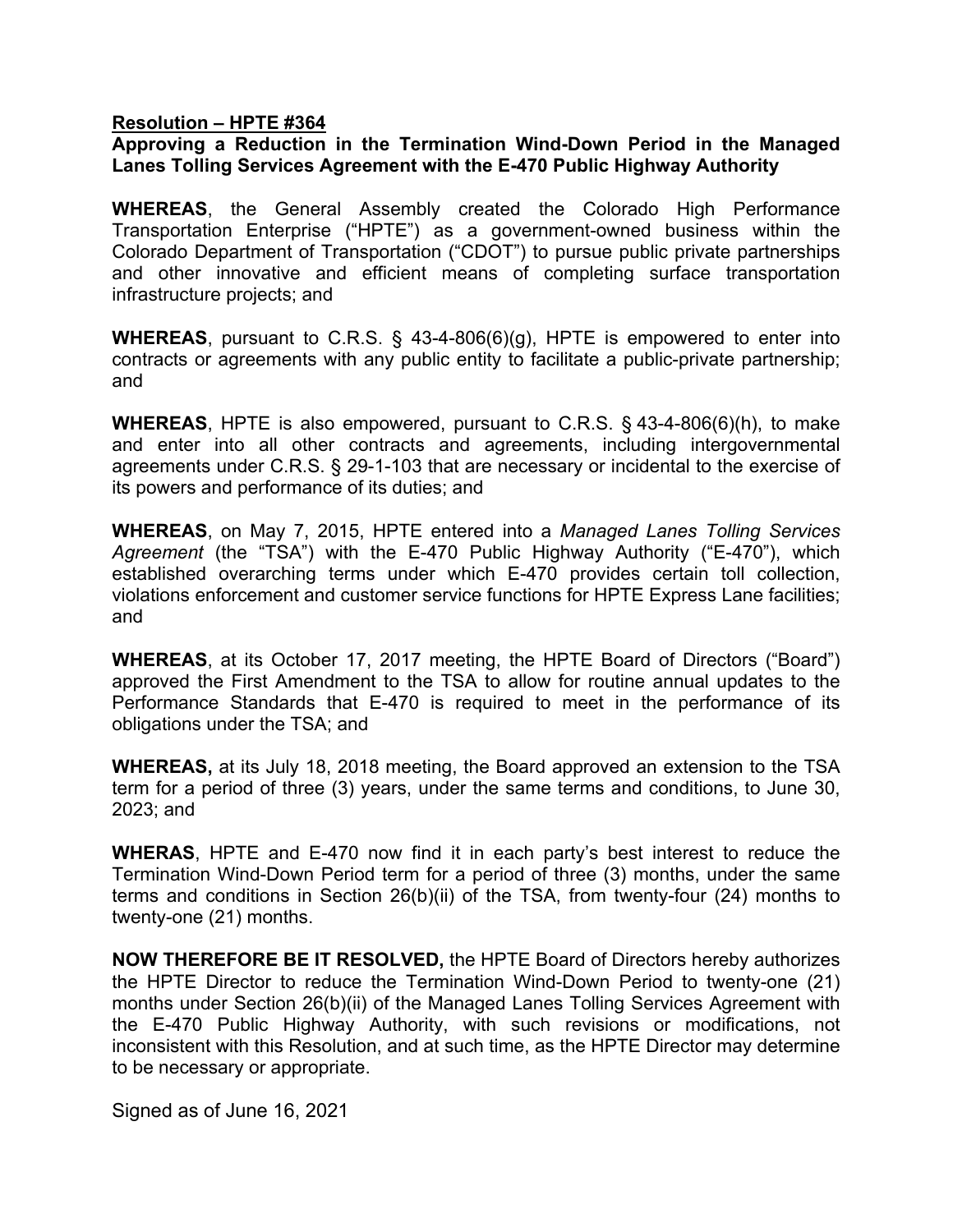**Resolution – HPTE #364**

**Approving a Reduction in the Termination Wind-Down Period in the Managed Lanes Tolling Services Agreement with the E-470 Public Highway Authority**

**WHEREAS**, the General Assembly created the Colorado High Performance Transportation Enterprise ("HPTE") as a government-owned business within the Colorado Department of Transportation ("CDOT") to pursue public private partnerships and other innovative and efficient means of completing surface transportation infrastructure projects; and

**WHEREAS**, pursuant to C.R.S. § 43-4-806(6)(g), HPTE is empowered to enter into contracts or agreements with any public entity to facilitate a public-private partnership; and

**WHEREAS**, HPTE is also empowered, pursuant to C.R.S. § 43-4-806(6)(h), to make and enter into all other contracts and agreements, including intergovernmental agreements under C.R.S. § 29-1-103 that are necessary or incidental to the exercise of its powers and performance of its duties; and

**WHEREAS**, on May 7, 2015, HPTE entered into a *Managed Lanes Tolling Services Agreement* (the "TSA") with the E-470 Public Highway Authority ("E-470"), which established overarching terms under which E-470 provides certain toll collection, violations enforcement and customer service functions for HPTE Express Lane facilities; and

**WHEREAS**, at its October 17, 2017 meeting, the HPTE Board of Directors ("Board") approved the First Amendment to the TSA to allow for routine annual updates to the Performance Standards that E-470 is required to meet in the performance of its obligations under the TSA; and

**WHEREAS,** at its July 18, 2018 meeting, the Board approved an extension to the TSA term for a period of three (3) years, under the same terms and conditions, to June 30, 2023; and

**WHERAS**, HPTE and E-470 now find it in each party's best interest to reduce the Termination Wind-Down Period term for a period of three (3) months, under the same terms and conditions in Section 26(b)(ii) of the TSA, from twenty-four (24) months to twenty-one (21) months.

**NOW THEREFORE BE IT RESOLVED,** the HPTE Board of Directors hereby authorizes the HPTE Director to reduce the Termination Wind-Down Period to twenty-one (21) months under Section 26(b)(ii) of the Managed Lanes Tolling Services Agreement with the E-470 Public Highway Authority, with such revisions or modifications, not inconsistent with this Resolution, and at such time, as the HPTE Director may determine to be necessary or appropriate.

Signed as of June 16, 2021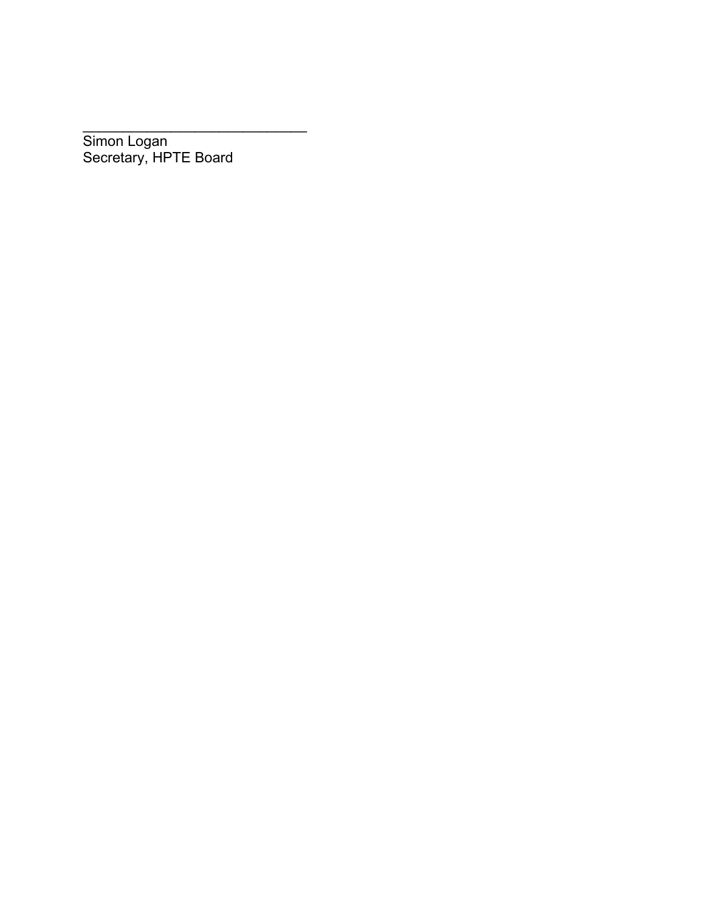______________________________

Simon Logan
Secretary, HPTE Board